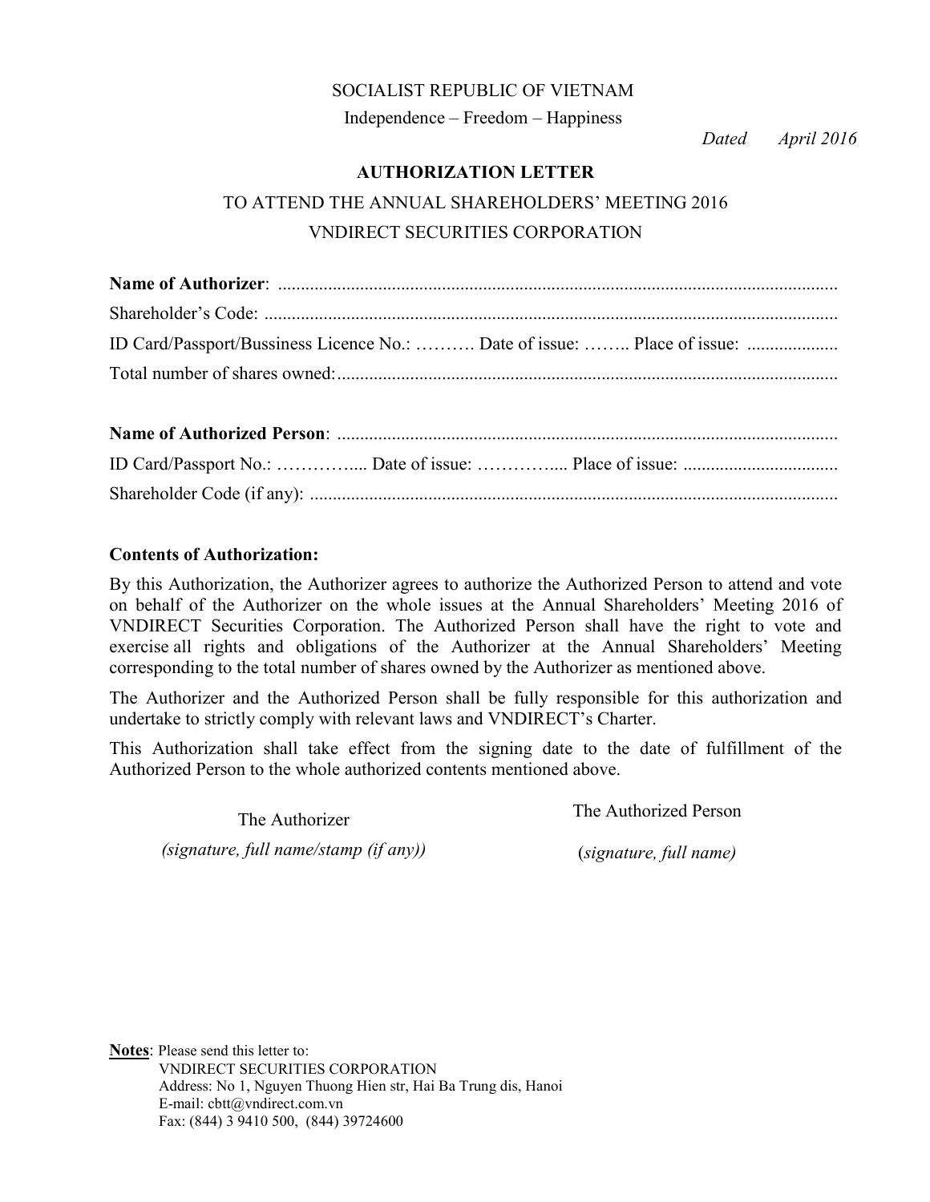SOCIALIST REPUBLIC OF VIETNAM

Independence – Freedom – Happiness

*Dated April 2016*

**AUTHORIZATION LETTER**

TO ATTEND THE ANNUAL SHAREHOLDERS' MEETING 2016

VNDIRECT SECURITIES CORPORATION

**Name of Authorizer**: ..........................................................................................................................

Shareholder's Code: ..............................................................................................................................

ID Card/Passport/Bussiness Licence No.: ………. Date of issue: …….. Place of issue: ....................

Total number of shares owned:...............................................................................................................

**Name of Authorized Person**: ..............................................................................................................

ID Card/Passport No.: …………... Date of issue: …………... Place of issue: ..................................

Shareholder Code (if any): .....................................................................................................................

**Contents of Authorization:**

By this Authorization, the Authorizer agrees to authorize the Authorized Person to attend and vote on behalf of the Authorizer on the whole issues at the Annual Shareholders' Meeting 2016 of VNDIRECT Securities Corporation. The Authorized Person shall have the right to vote and exercise all rights and obligations of the Authorizer at the Annual Shareholders' Meeting corresponding to the total number of shares owned by the Authorizer as mentioned above.

The Authorizer and the Authorized Person shall be fully responsible for this authorization and undertake to strictly comply with relevant laws and VNDIRECT's Charter.

This Authorization shall take effect from the signing date to the date of fulfillment of the Authorized Person to the whole authorized contents mentioned above.

| The Authorizer | The Authorized Person |
|---|---|
| *(signature, full name/stamp (if any))* | (*signature, full name)* |

**Notes**: Please send this letter to:

VNDIRECT SECURITIES CORPORATION
Address: No 1, Nguyen Thuong Hien str, Hai Ba Trung dis, Hanoi
E-mail: cbtt@vndirect.com.vn
Fax: (844) 3 9410 500, (844) 39724600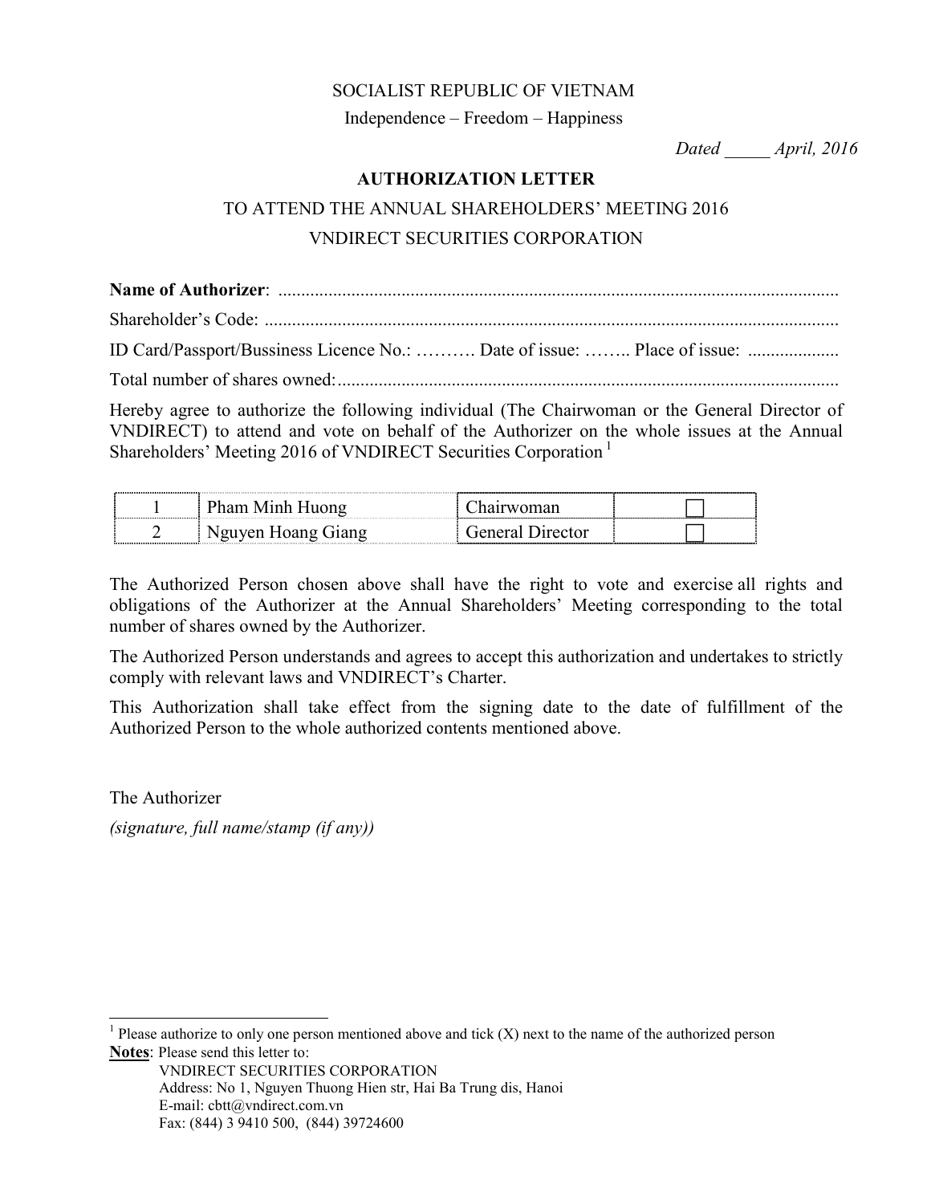SOCIALIST REPUBLIC OF VIETNAM

Independence – Freedom – Happiness

*Dated _____ April, 2016*

**AUTHORIZATION LETTER**

TO ATTEND THE ANNUAL SHAREHOLDERS' MEETING 2016

VNDIRECT SECURITIES CORPORATION

**Name of Authorizer**: ..........................................................................................................................

Shareholder's Code: ............................................................................................................................

ID Card/Passport/Bussiness Licence No.: ………. Date of issue: …….. Place of issue: ....................

Total number of shares owned:.............................................................................................................

Hereby agree to authorize the following individual (The Chairwoman or the General Director of VNDIRECT) to attend and vote on behalf of the Authorizer on the whole issues at the Annual Shareholders' Meeting 2016 of VNDIRECT Securities Corporation [1]

| | | | |
|---|---|---|---|
| 1 | Pham Minh Huong | Chairwoman | ☐ |
| 2 | Nguyen Hoang Giang | General Director | ☐ |

The Authorized Person chosen above shall have the right to vote and exercise all rights and obligations of the Authorizer at the Annual Shareholders' Meeting corresponding to the total number of shares owned by the Authorizer.

The Authorized Person understands and agrees to accept this authorization and undertakes to strictly comply with relevant laws and VNDIRECT's Charter.

This Authorization shall take effect from the signing date to the date of fulfillment of the Authorized Person to the whole authorized contents mentioned above.

The Authorizer

*(signature, full name/stamp (if any))*

[1] Please authorize to only one person mentioned above and tick (X) next to the name of the authorized person

**Notes**: Please send this letter to:

VNDIRECT SECURITIES CORPORATION

Address: No 1, Nguyen Thuong Hien str, Hai Ba Trung dis, Hanoi

E-mail: cbtt@vndirect.com.vn

Fax: (844) 3 9410 500, (844) 39724600